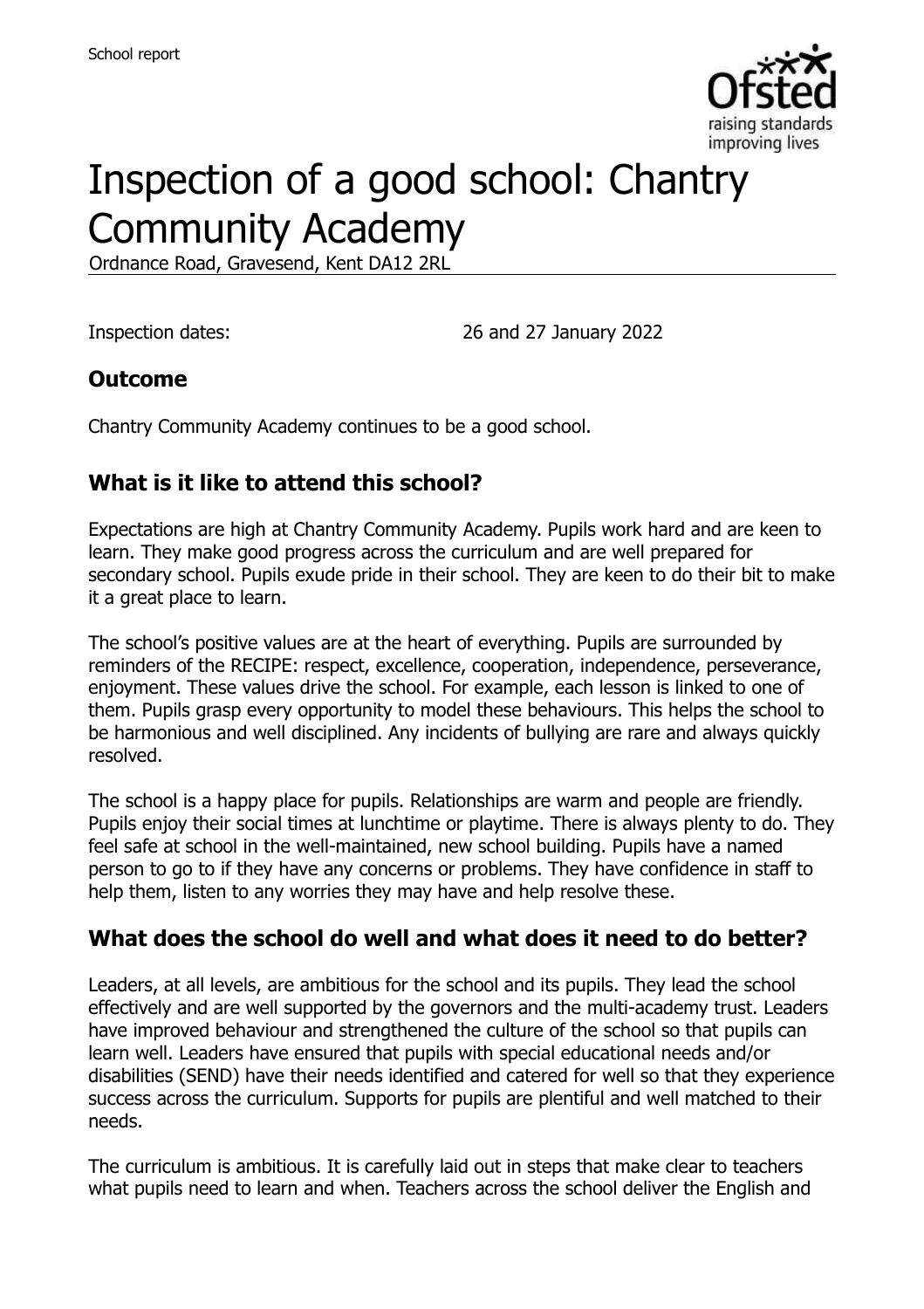School report

# Inspection of a good school: Chantry Community Academy

Ordnance Road, Gravesend, Kent DA12 2RL

Inspection dates: 26 and 27 January 2022

## Outcome

Chantry Community Academy continues to be a good school.

## What is it like to attend this school?

Expectations are high at Chantry Community Academy. Pupils work hard and are keen to learn. They make good progress across the curriculum and are well prepared for secondary school. Pupils exude pride in their school. They are keen to do their bit to make it a great place to learn.

The school's positive values are at the heart of everything. Pupils are surrounded by reminders of the RECIPE: respect, excellence, cooperation, independence, perseverance, enjoyment. These values drive the school. For example, each lesson is linked to one of them. Pupils grasp every opportunity to model these behaviours. This helps the school to be harmonious and well disciplined. Any incidents of bullying are rare and always quickly resolved.

The school is a happy place for pupils. Relationships are warm and people are friendly. Pupils enjoy their social times at lunchtime or playtime. There is always plenty to do. They feel safe at school in the well-maintained, new school building. Pupils have a named person to go to if they have any concerns or problems. They have confidence in staff to help them, listen to any worries they may have and help resolve these.

## What does the school do well and what does it need to do better?

Leaders, at all levels, are ambitious for the school and its pupils. They lead the school effectively and are well supported by the governors and the multi-academy trust. Leaders have improved behaviour and strengthened the culture of the school so that pupils can learn well. Leaders have ensured that pupils with special educational needs and/or disabilities (SEND) have their needs identified and catered for well so that they experience success across the curriculum. Supports for pupils are plentiful and well matched to their needs.

The curriculum is ambitious. It is carefully laid out in steps that make clear to teachers what pupils need to learn and when. Teachers across the school deliver the English and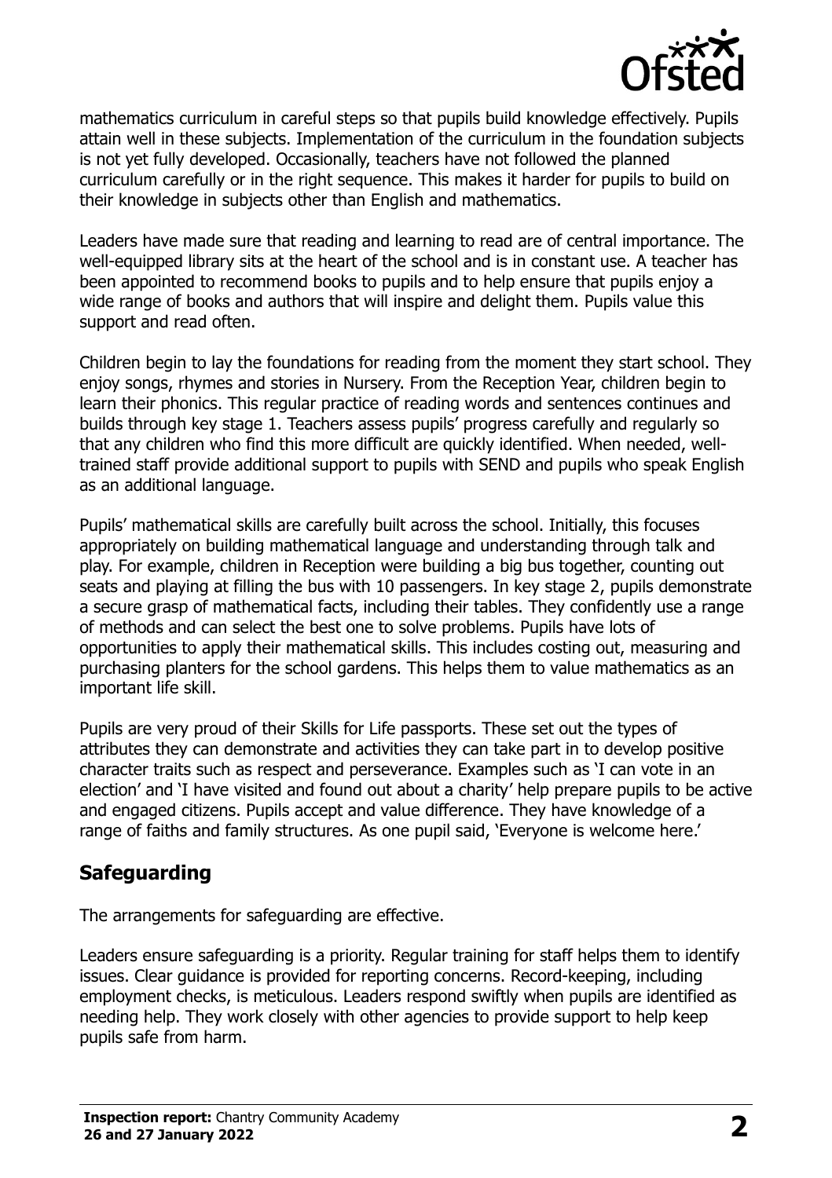mathematics curriculum in careful steps so that pupils build knowledge effectively. Pupils attain well in these subjects. Implementation of the curriculum in the foundation subjects is not yet fully developed. Occasionally, teachers have not followed the planned curriculum carefully or in the right sequence. This makes it harder for pupils to build on their knowledge in subjects other than English and mathematics.

Leaders have made sure that reading and learning to read are of central importance. The well-equipped library sits at the heart of the school and is in constant use. A teacher has been appointed to recommend books to pupils and to help ensure that pupils enjoy a wide range of books and authors that will inspire and delight them. Pupils value this support and read often.

Children begin to lay the foundations for reading from the moment they start school. They enjoy songs, rhymes and stories in Nursery. From the Reception Year, children begin to learn their phonics. This regular practice of reading words and sentences continues and builds through key stage 1. Teachers assess pupils' progress carefully and regularly so that any children who find this more difficult are quickly identified. When needed, well-trained staff provide additional support to pupils with SEND and pupils who speak English as an additional language.

Pupils' mathematical skills are carefully built across the school. Initially, this focuses appropriately on building mathematical language and understanding through talk and play. For example, children in Reception were building a big bus together, counting out seats and playing at filling the bus with 10 passengers. In key stage 2, pupils demonstrate a secure grasp of mathematical facts, including their tables. They confidently use a range of methods and can select the best one to solve problems. Pupils have lots of opportunities to apply their mathematical skills. This includes costing out, measuring and purchasing planters for the school gardens. This helps them to value mathematics as an important life skill.

Pupils are very proud of their Skills for Life passports. These set out the types of attributes they can demonstrate and activities they can take part in to develop positive character traits such as respect and perseverance. Examples such as 'I can vote in an election' and 'I have visited and found out about a charity' help prepare pupils to be active and engaged citizens. Pupils accept and value difference. They have knowledge of a range of faiths and family structures. As one pupil said, 'Everyone is welcome here.'

## Safeguarding

The arrangements for safeguarding are effective.

Leaders ensure safeguarding is a priority. Regular training for staff helps them to identify issues. Clear guidance is provided for reporting concerns. Record-keeping, including employment checks, is meticulous. Leaders respond swiftly when pupils are identified as needing help. They work closely with other agencies to provide support to help keep pupils safe from harm.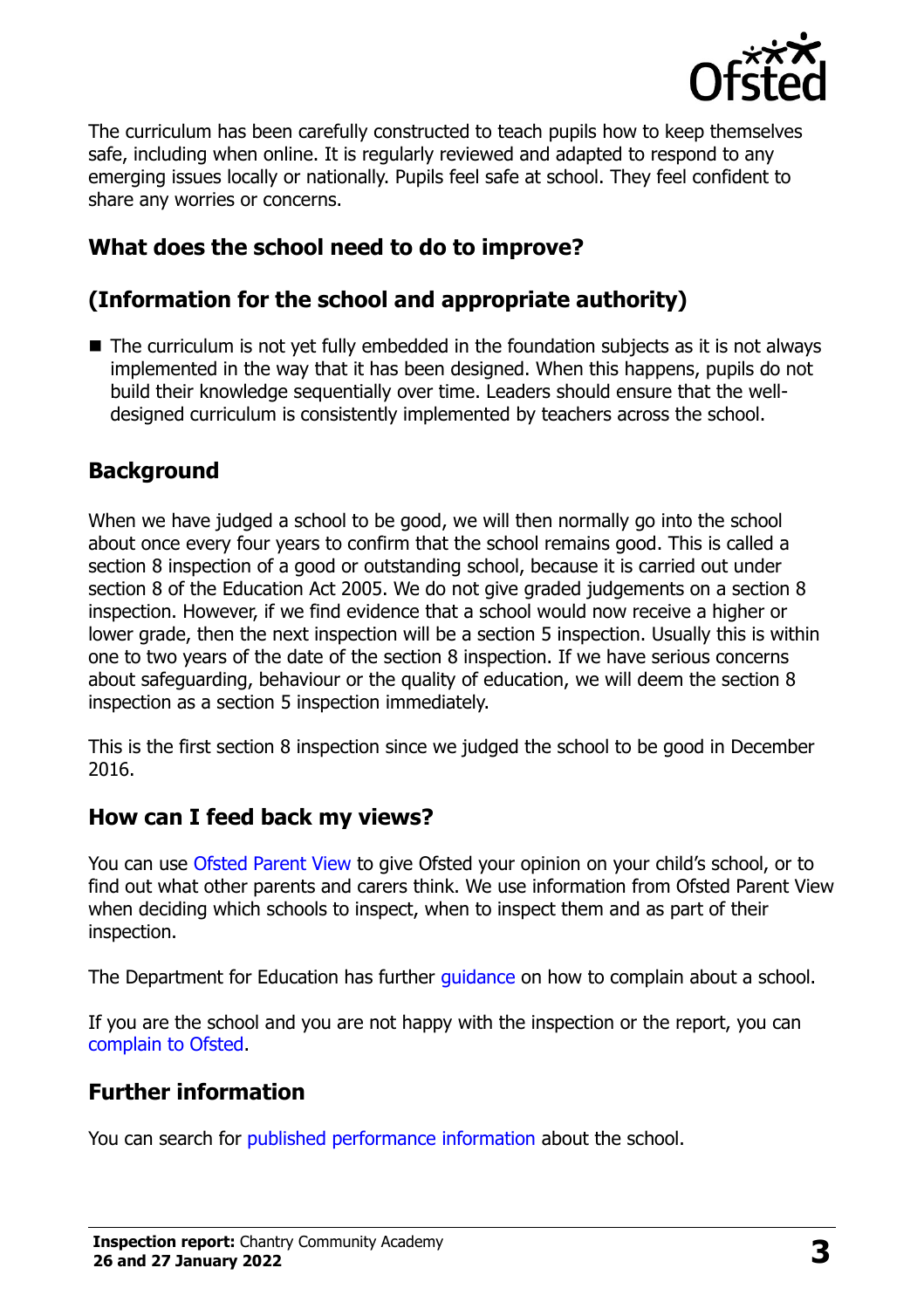The curriculum has been carefully constructed to teach pupils how to keep themselves safe, including when online. It is regularly reviewed and adapted to respond to any emerging issues locally or nationally. Pupils feel safe at school. They feel confident to share any worries or concerns.

## What does the school need to do to improve?

## (Information for the school and appropriate authority)

- The curriculum is not yet fully embedded in the foundation subjects as it is not always implemented in the way that it has been designed. When this happens, pupils do not build their knowledge sequentially over time. Leaders should ensure that the well-designed curriculum is consistently implemented by teachers across the school.

## Background

When we have judged a school to be good, we will then normally go into the school about once every four years to confirm that the school remains good. This is called a section 8 inspection of a good or outstanding school, because it is carried out under section 8 of the Education Act 2005. We do not give graded judgements on a section 8 inspection. However, if we find evidence that a school would now receive a higher or lower grade, then the next inspection will be a section 5 inspection. Usually this is within one to two years of the date of the section 8 inspection. If we have serious concerns about safeguarding, behaviour or the quality of education, we will deem the section 8 inspection as a section 5 inspection immediately.

This is the first section 8 inspection since we judged the school to be good in December 2016.

## How can I feed back my views?

You can use Ofsted Parent View to give Ofsted your opinion on your child's school, or to find out what other parents and carers think. We use information from Ofsted Parent View when deciding which schools to inspect, when to inspect them and as part of their inspection.

The Department for Education has further guidance on how to complain about a school.

If you are the school and you are not happy with the inspection or the report, you can complain to Ofsted.

## Further information

You can search for published performance information about the school.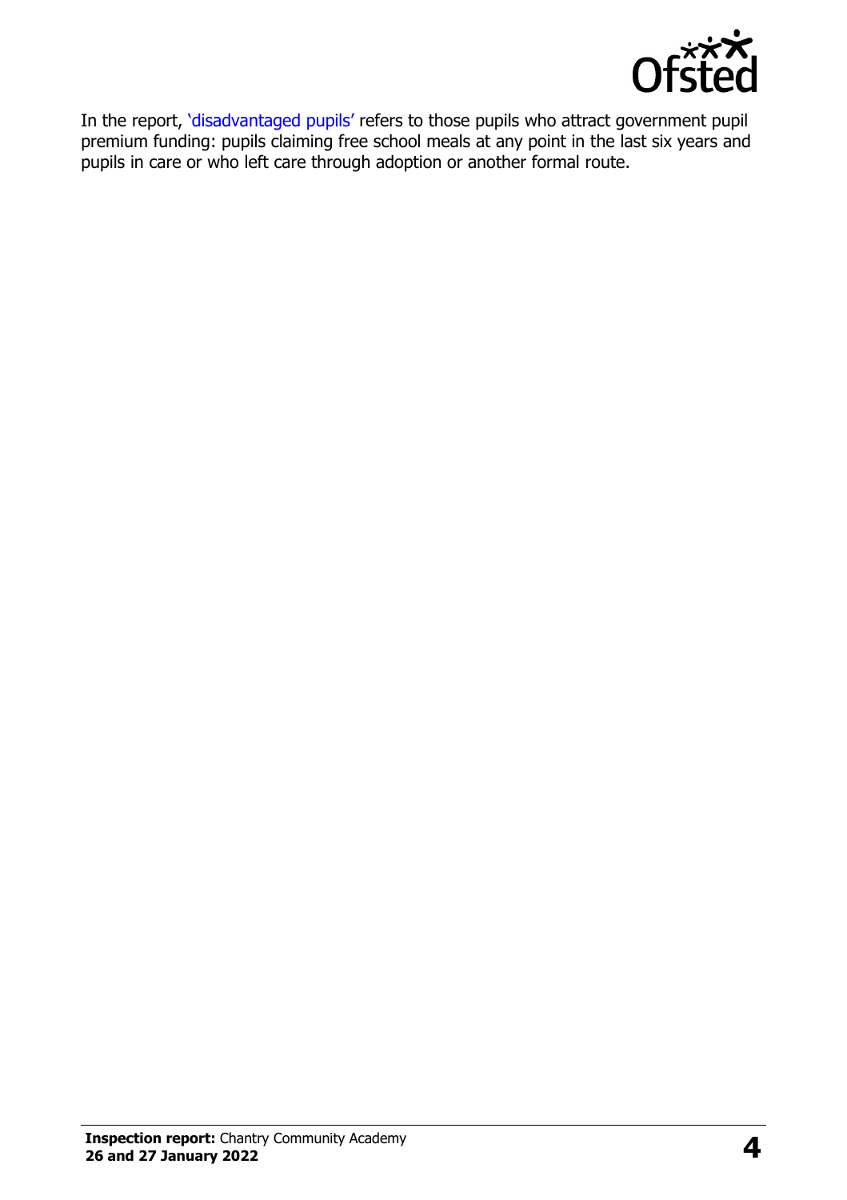In the report, 'disadvantaged pupils' refers to those pupils who attract government pupil premium funding: pupils claiming free school meals at any point in the last six years and pupils in care or who left care through adoption or another formal route.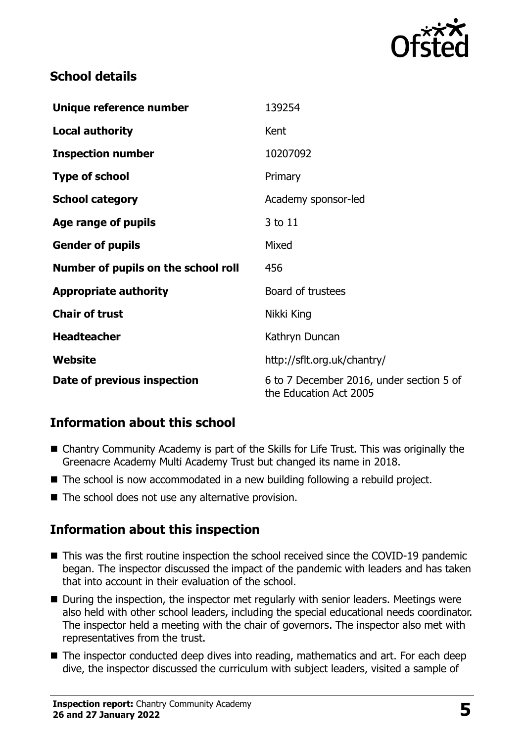## School details

| | |
|---|---|
| **Unique reference number** | 139254 |
| **Local authority** | Kent |
| **Inspection number** | 10207092 |
| **Type of school** | Primary |
| **School category** | Academy sponsor-led |
| **Age range of pupils** | 3 to 11 |
| **Gender of pupils** | Mixed |
| **Number of pupils on the school roll** | 456 |
| **Appropriate authority** | Board of trustees |
| **Chair of trust** | Nikki King |
| **Headteacher** | Kathryn Duncan |
| **Website** | http://sflt.org.uk/chantry/ |
| **Date of previous inspection** | 6 to 7 December 2016, under section 5 of the Education Act 2005 |

## Information about this school

- Chantry Community Academy is part of the Skills for Life Trust. This was originally the Greenacre Academy Multi Academy Trust but changed its name in 2018.
- The school is now accommodated in a new building following a rebuild project.
- The school does not use any alternative provision.

## Information about this inspection

- This was the first routine inspection the school received since the COVID-19 pandemic began. The inspector discussed the impact of the pandemic with leaders and has taken that into account in their evaluation of the school.
- During the inspection, the inspector met regularly with senior leaders. Meetings were also held with other school leaders, including the special educational needs coordinator. The inspector held a meeting with the chair of governors. The inspector also met with representatives from the trust.
- The inspector conducted deep dives into reading, mathematics and art. For each deep dive, the inspector discussed the curriculum with subject leaders, visited a sample of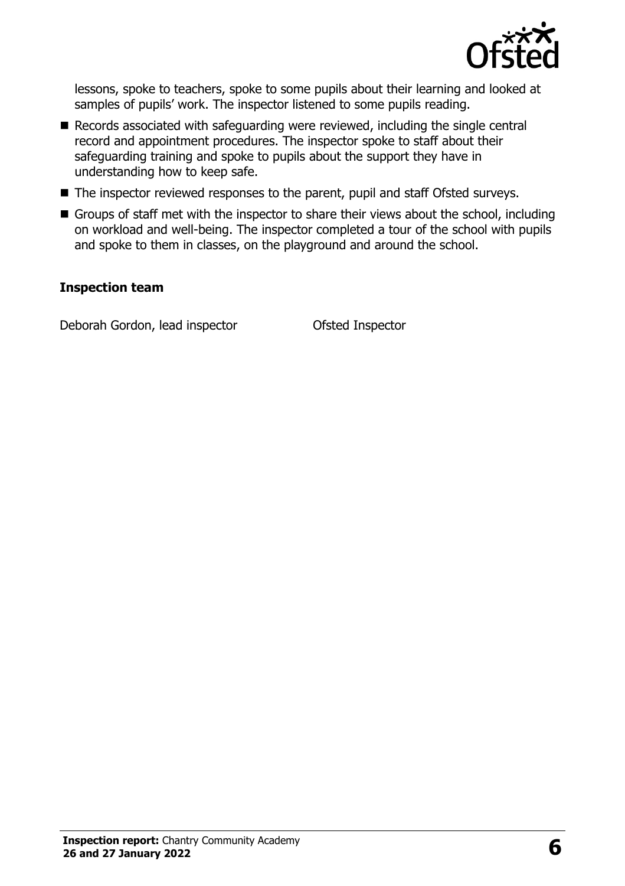lessons, spoke to teachers, spoke to some pupils about their learning and looked at samples of pupils' work. The inspector listened to some pupils reading.

- Records associated with safeguarding were reviewed, including the single central record and appointment procedures. The inspector spoke to staff about their safeguarding training and spoke to pupils about the support they have in understanding how to keep safe.
- The inspector reviewed responses to the parent, pupil and staff Ofsted surveys.
- Groups of staff met with the inspector to share their views about the school, including on workload and well-being. The inspector completed a tour of the school with pupils and spoke to them in classes, on the playground and around the school.

**Inspection team**

| | |
|---|---|
| Deborah Gordon, lead inspector | Ofsted Inspector |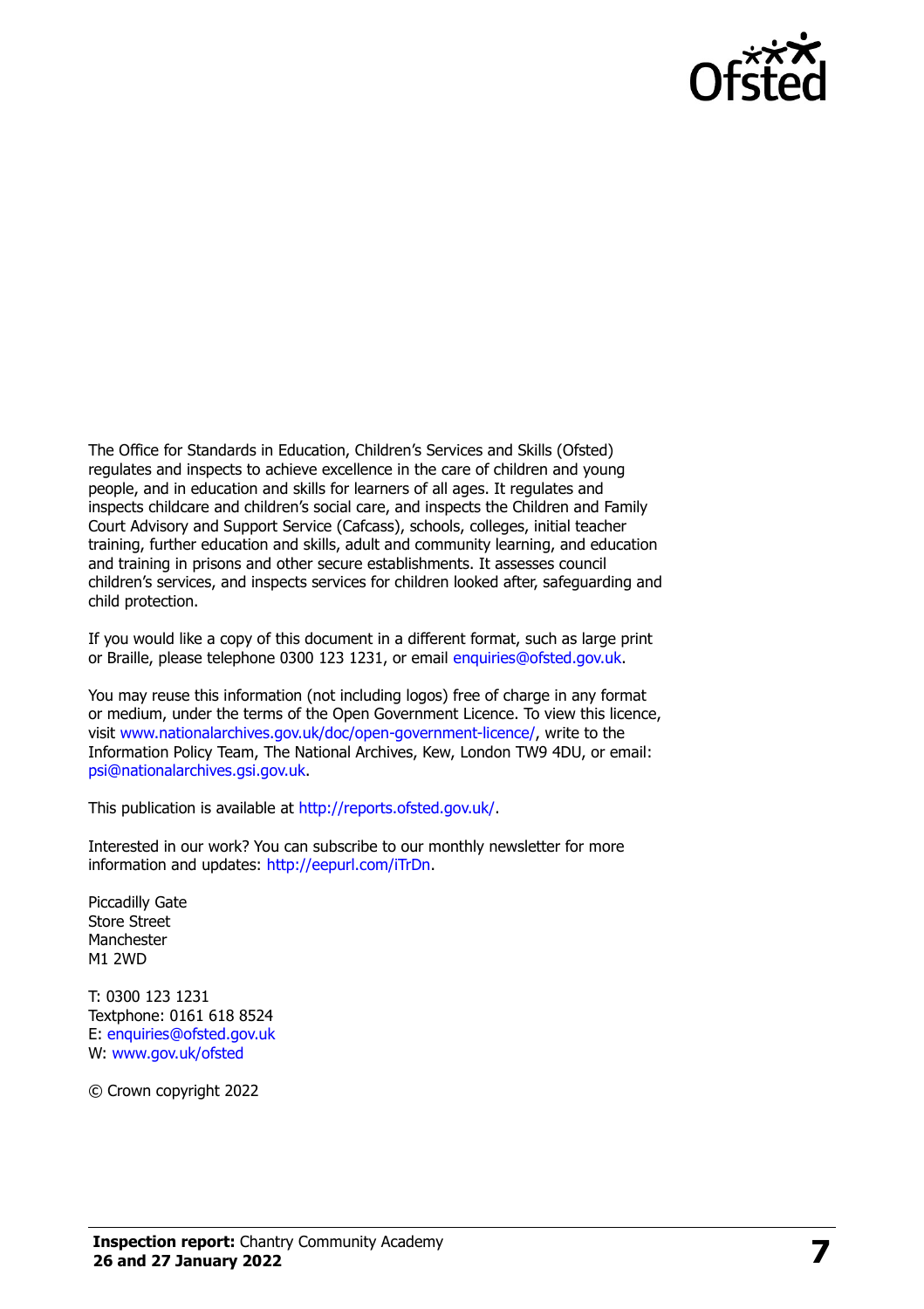The Office for Standards in Education, Children's Services and Skills (Ofsted) regulates and inspects to achieve excellence in the care of children and young people, and in education and skills for learners of all ages. It regulates and inspects childcare and children's social care, and inspects the Children and Family Court Advisory and Support Service (Cafcass), schools, colleges, initial teacher training, further education and skills, adult and community learning, and education and training in prisons and other secure establishments. It assesses council children's services, and inspects services for children looked after, safeguarding and child protection.

If you would like a copy of this document in a different format, such as large print or Braille, please telephone 0300 123 1231, or email enquiries@ofsted.gov.uk.

You may reuse this information (not including logos) free of charge in any format or medium, under the terms of the Open Government Licence. To view this licence, visit www.nationalarchives.gov.uk/doc/open-government-licence/, write to the Information Policy Team, The National Archives, Kew, London TW9 4DU, or email: psi@nationalarchives.gsi.gov.uk.

This publication is available at http://reports.ofsted.gov.uk/.

Interested in our work? You can subscribe to our monthly newsletter for more information and updates: http://eepurl.com/iTrDn.

Piccadilly Gate
Store Street
Manchester
M1 2WD

T: 0300 123 1231
Textphone: 0161 618 8524
E: enquiries@ofsted.gov.uk
W: www.gov.uk/ofsted

© Crown copyright 2022